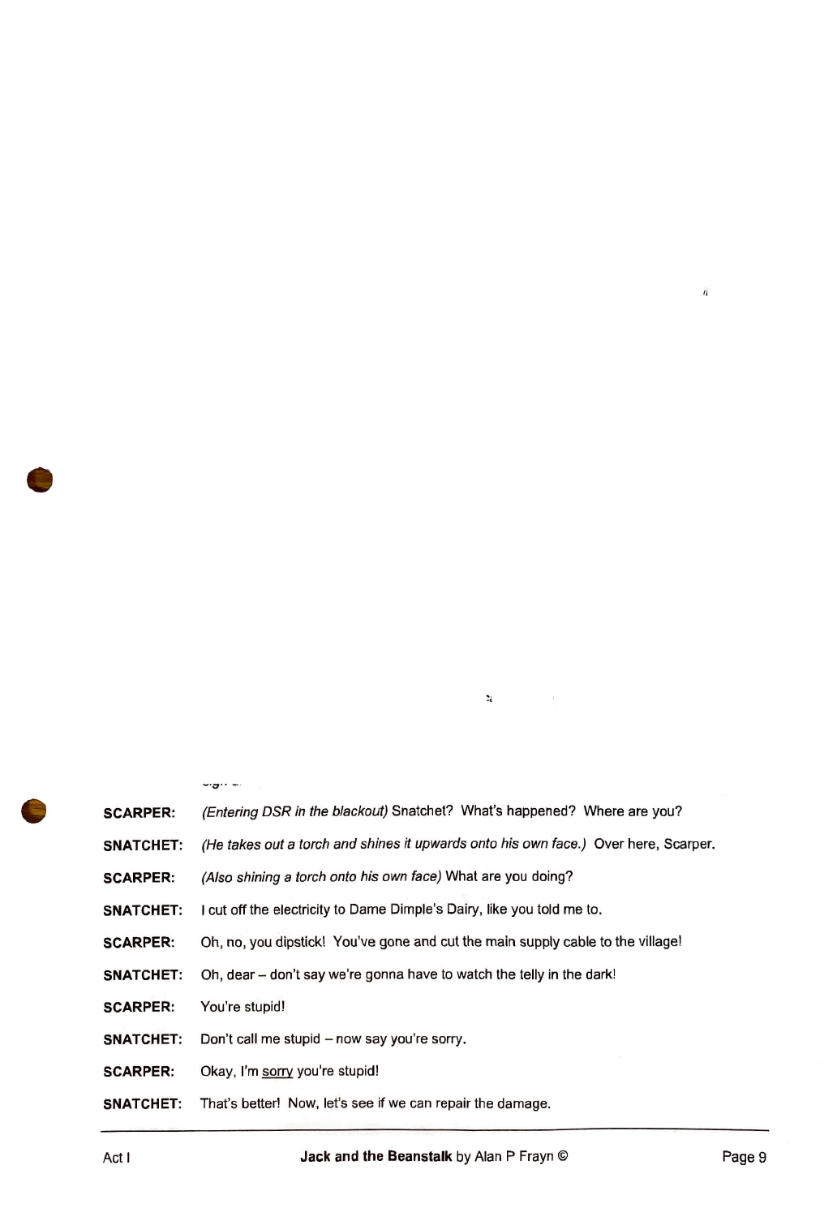**SCARPER:** *(Entering DSR in the blackout)* Snatchet? What's happened? Where are you?

**SNATCHET:** *(He takes out a torch and shines it upwards onto his own face.)* Over here, Scarper.

**SCARPER:** *(Also shining a torch onto his own face)* What are you doing?

**SNATCHET:** I cut off the electricity to Dame Dimple's Dairy, like you told me to.

**SCARPER:** Oh, no, you dipstick! You've gone and cut the main supply cable to the village!

**SNATCHET:** Oh, dear – don't say we're gonna have to watch the telly in the dark!

**SCARPER:** You're stupid!

**SNATCHET:** Don't call me stupid – now say you're sorry.

**SCARPER:** Okay, I'm <u>sorry</u> you're stupid!

**SNATCHET:** That's better! Now, let's see if we can repair the damage.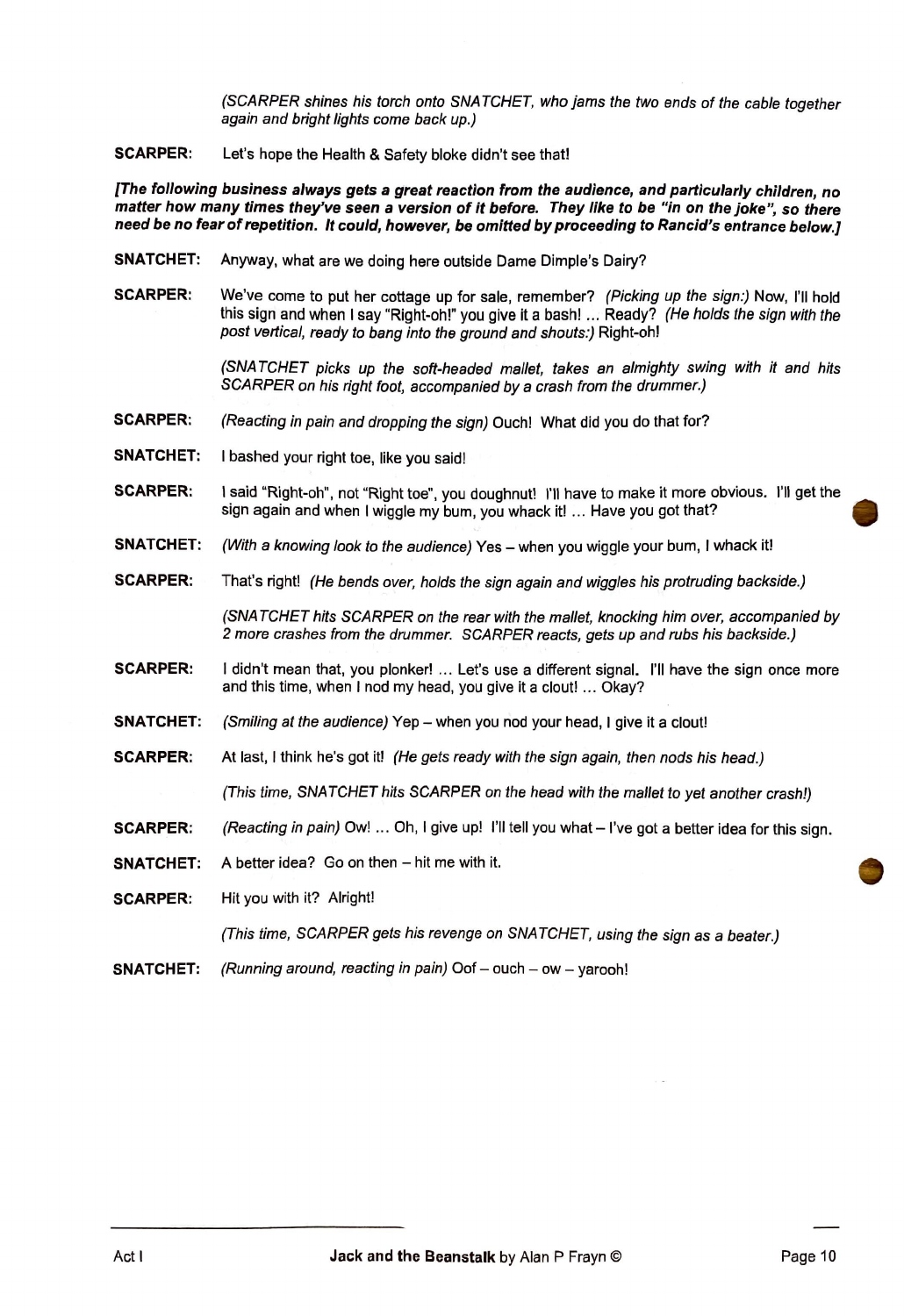*(SCARPER shines his torch onto SNATCHET, who jams the two ends of the cable together again and bright lights come back up.)*

**SCARPER:** Let's hope the Health & Safety bloke didn't see that!

***[The following business always gets a great reaction from the audience, and particularly children, no matter how many times they've seen a version of it before. They like to be "in on the joke", so there need be no fear of repetition. It could, however, be omitted by proceeding to Rancid's entrance below.]***

**SNATCHET:** Anyway, what are we doing here outside Dame Dimple's Dairy?

**SCARPER:** We've come to put her cottage up for sale, remember? *(Picking up the sign:)* Now, I'll hold this sign and when I say "Right-oh!" you give it a bash! ... Ready? *(He holds the sign with the post vertical, ready to bang into the ground and shouts:)* Right-oh!

*(SNATCHET picks up the soft-headed mallet, takes an almighty swing with it and hits SCARPER on his right foot, accompanied by a crash from the drummer.)*

**SCARPER:** *(Reacting in pain and dropping the sign)* Ouch! What did you do that for?

**SNATCHET:** I bashed your right toe, like you said!

**SCARPER:** I said "Right-oh", not "Right toe", you doughnut! I'll have to make it more obvious. I'll get the sign again and when I wiggle my bum, you whack it! ... Have you got that?

**SNATCHET:** *(With a knowing look to the audience)* Yes – when you wiggle your bum, I whack it!

**SCARPER:** That's right! *(He bends over, holds the sign again and wiggles his protruding backside.)*

*(SNATCHET hits SCARPER on the rear with the mallet, knocking him over, accompanied by 2 more crashes from the drummer. SCARPER reacts, gets up and rubs his backside.)*

**SCARPER:** I didn't mean that, you plonker! ... Let's use a different signal. I'll have the sign once more and this time, when I nod my head, you give it a clout! ... Okay?

**SNATCHET:** *(Smiling at the audience)* Yep – when you nod your head, I give it a clout!

**SCARPER:** At last, I think he's got it! *(He gets ready with the sign again, then nods his head.)*

*(This time, SNATCHET hits SCARPER on the head with the mallet to yet another crash!)*

**SCARPER:** *(Reacting in pain)* Ow! ... Oh, I give up! I'll tell you what – I've got a better idea for this sign.

**SNATCHET:** A better idea? Go on then – hit me with it.

**SCARPER:** Hit you with it? Alright!

*(This time, SCARPER gets his revenge on SNATCHET, using the sign as a beater.)*

**SNATCHET:** *(Running around, reacting in pain)* Oof – ouch – ow – yarooh!